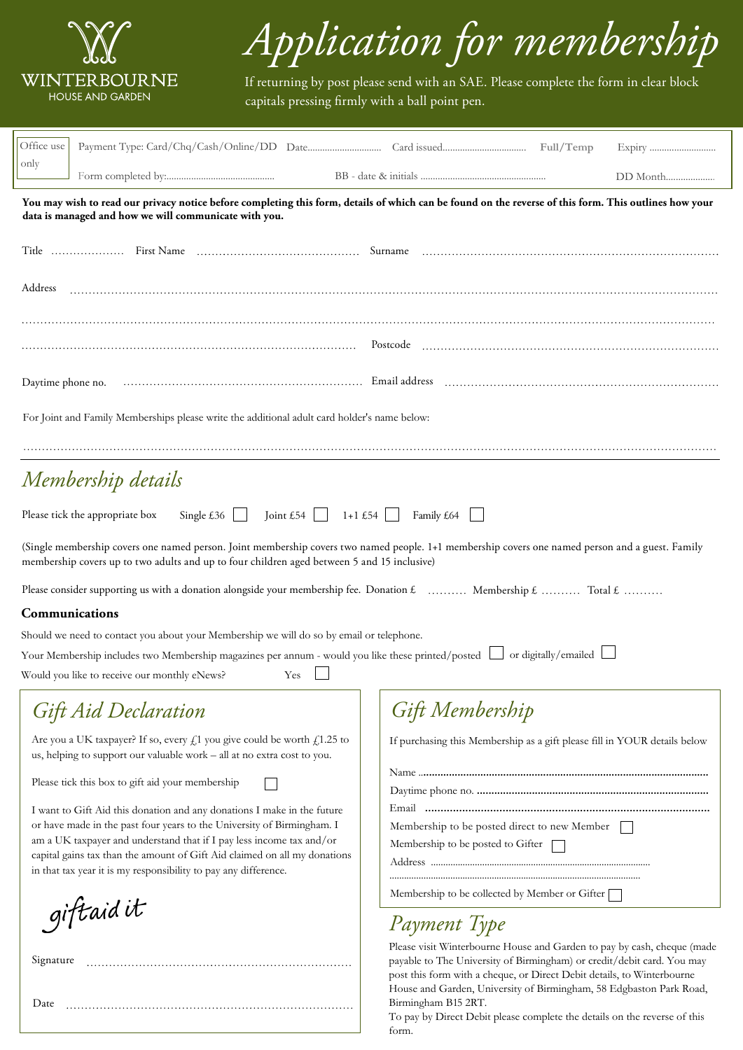WINTERBOURNE
HOUSE AND GARDEN

# Application for membership

If returning by post please send with an SAE. Please complete the form in clear block capitals pressing firmly with a ball point pen.

| Office use only | Payment Type: Card/Chq/Cash/Online/DD Date............................ | Card issued................................ | **Full/Temp** | Expiry .......................... |
|---|---|---|---|---|
| | Form completed by:........................................... | BB - date & initials .................................................. | | DD Month.................. |

**You may wish to read our privacy notice before completing this form, details of which can be found on the reverse of this form. This outlines how your data is managed and how we will communicate with you.**

Title .................... First Name ........................................... Surname ...............................................................................

Address ...........................................................................................................................................................

.........................................................................................................................................................................

........................................................................................ Postcode ....................................................................

Daytime phone no. .............................................................. Email address ......................................................................

For Joint and Family Memberships please write the additional adult card holder's name below:

.........................................................................................................................................................................

## Membership details

Please tick the appropriate box   Single £36 ☐   Joint £54 ☐   1+1 £54 ☐   Family £64 ☐

(Single membership covers one named person. Joint membership covers two named people. 1+1 membership covers one named person and a guest. Family membership covers up to two adults and up to four children aged between 5 and 15 inclusive)

Please consider supporting us with a donation alongside your membership fee. Donation £ .......... Membership £ .......... Total £ ..........

### Communications

Should we need to contact you about your Membership we will do so by email or telephone.

Your Membership includes two Membership magazines per annum - would you like these printed/posted ☐ or digitally/emailed ☐

Would you like to receive our monthly eNews? Yes ☐

## Gift Aid Declaration

Are you a UK taxpayer? If so, every £1 you give could be worth £1.25 to us, helping to support our valuable work – all at no extra cost to you.

Please tick this box to gift aid your membership ☐

I want to Gift Aid this donation and any donations I make in the future or have made in the past four years to the University of Birmingham. I am a UK taxpayer and understand that if I pay less income tax and/or capital gains tax than the amount of Gift Aid claimed on all my donations in that tax year it is my responsibility to pay any difference.

giftaid it

Signature .......................................................................

Date ..............................................................................

## Gift Membership

If purchasing this Membership as a gift please fill in YOUR details below

Name .....................................................................................

Daytime phone no. .................................................................

Email ......................................................................................

Membership to be posted direct to new Member ☐

Membership to be posted to Gifter ☐

Address ...........................................................................

..............................................................................................

Membership to be collected by Member or Gifter ☐

## Payment Type

Please visit Winterbourne House and Garden to pay by cash, cheque (made payable to The University of Birmingham) or credit/debit card. You may post this form with a cheque, or Direct Debit details, to Winterbourne House and Garden, University of Birmingham, 58 Edgbaston Park Road, Birmingham B15 2RT.

To pay by Direct Debit please complete the details on the reverse of this form.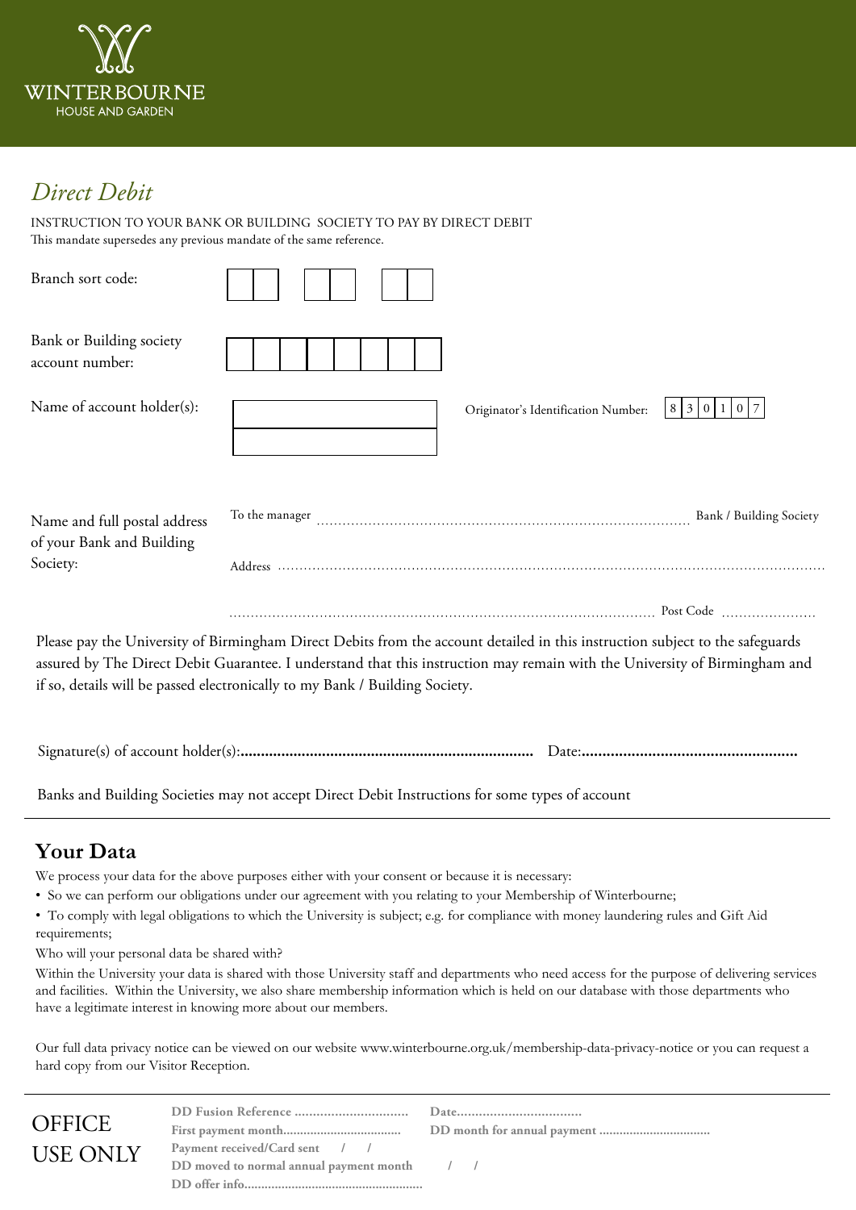WINTERBOURNE
HOUSE AND GARDEN

# *Direct Debit*

INSTRUCTION TO YOUR BANK OR BUILDING SOCIETY TO PAY BY DIRECT DEBIT
This mandate supersedes any previous mandate of the same reference.

Branch sort code:

Bank or Building society account number:

Name of account holder(s):

Originator's Identification Number: 8 3 0 1 0 7

Name and full postal address of your Bank and Building Society:

To the manager ............................................................ Bank / Building Society

Address ............................................................................................................

.................................................................................................. Post Code ....................

Please pay the University of Birmingham Direct Debits from the account detailed in this instruction subject to the safeguards assured by The Direct Debit Guarantee. I understand that this instruction may remain with the University of Birmingham and if so, details will be passed electronically to my Bank / Building Society.

Signature(s) of account holder(s):........................................................................ Date:....................................................

Banks and Building Societies may not accept Direct Debit Instructions for some types of account

## Your Data

We process your data for the above purposes either with your consent or because it is necessary:

- So we can perform our obligations under our agreement with you relating to your Membership of Winterbourne;
- To comply with legal obligations to which the University is subject; e.g. for compliance with money laundering rules and Gift Aid requirements;

Who will your personal data be shared with?

Within the University your data is shared with those University staff and departments who need access for the purpose of delivering services and facilities. Within the University, we also share membership information which is held on our database with those departments who have a legitimate interest in knowing more about our members.

Our full data privacy notice can be viewed on our website www.winterbourne.org.uk/membership-data-privacy-notice or you can request a hard copy from our Visitor Reception.

OFFICE USE ONLY

**DD Fusion Reference ..............................** **Date.................................**

**First payment month..................................** **DD month for annual payment ................................**

**Payment received/Card sent / /**

**DD moved to normal annual payment month / /**

**DD offer info....................................................**